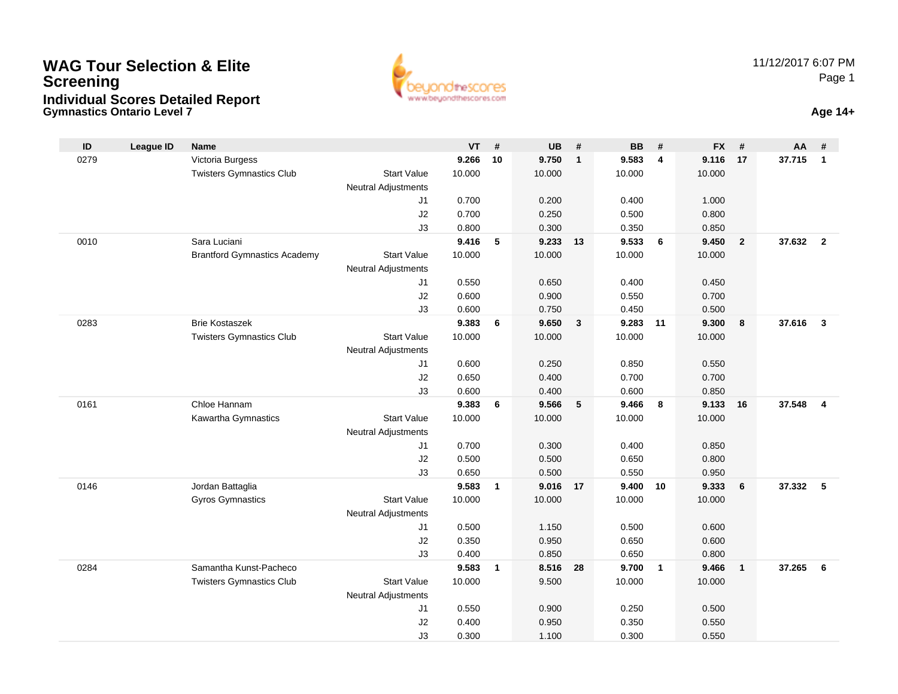# WAG Tour Selection & Elite Screening

## Individual Scores Detailed Report

### Gymnastics Ontario Level 7

11/12/2017 6:07 PM

**Age 14+**

| ID | League ID | Name | | | VT | # | UB | # | BB | # | FX | # | AA | # |
|---|---|---|---|---|---|---|---|---|---|---|---|---|---|---|
| 0279 | | Victoria Burgess | | | **9.266** | **10** | **9.750** | **1** | **9.583** | **4** | **9.116** | **17** | **37.715** | **1** |
| | | Twisters Gymnastics Club | Start Value | | 10.000 | | 10.000 | | 10.000 | | 10.000 | | | |
| | | | Neutral Adjustments | | | | | | | | | | | |
| | | | | J1 | 0.700 | | 0.200 | | 0.400 | | 1.000 | | | |
| | | | | J2 | 0.700 | | 0.250 | | 0.500 | | 0.800 | | | |
| | | | | J3 | 0.800 | | 0.300 | | 0.350 | | 0.850 | | | |
| 0010 | | Sara Luciani | | | **9.416** | **5** | **9.233** | **13** | **9.533** | **6** | **9.450** | **2** | **37.632** | **2** |
| | | Brantford Gymnastics Academy | Start Value | | 10.000 | | 10.000 | | 10.000 | | 10.000 | | | |
| | | | Neutral Adjustments | | | | | | | | | | | |
| | | | | J1 | 0.550 | | 0.650 | | 0.400 | | 0.450 | | | |
| | | | | J2 | 0.600 | | 0.900 | | 0.550 | | 0.700 | | | |
| | | | | J3 | 0.600 | | 0.750 | | 0.450 | | 0.500 | | | |
| 0283 | | Brie Kostaszek | | | **9.383** | **6** | **9.650** | **3** | **9.283** | **11** | **9.300** | **8** | **37.616** | **3** |
| | | Twisters Gymnastics Club | Start Value | | 10.000 | | 10.000 | | 10.000 | | 10.000 | | | |
| | | | Neutral Adjustments | | | | | | | | | | | |
| | | | | J1 | 0.600 | | 0.250 | | 0.850 | | 0.550 | | | |
| | | | | J2 | 0.650 | | 0.400 | | 0.700 | | 0.700 | | | |
| | | | | J3 | 0.600 | | 0.400 | | 0.600 | | 0.850 | | | |
| 0161 | | Chloe Hannam | | | **9.383** | **6** | **9.566** | **5** | **9.466** | **8** | **9.133** | **16** | **37.548** | **4** |
| | | Kawartha Gymnastics | Start Value | | 10.000 | | 10.000 | | 10.000 | | 10.000 | | | |
| | | | Neutral Adjustments | | | | | | | | | | | |
| | | | | J1 | 0.700 | | 0.300 | | 0.400 | | 0.850 | | | |
| | | | | J2 | 0.500 | | 0.500 | | 0.650 | | 0.800 | | | |
| | | | | J3 | 0.650 | | 0.500 | | 0.550 | | 0.950 | | | |
| 0146 | | Jordan Battaglia | | | **9.583** | **1** | **9.016** | **17** | **9.400** | **10** | **9.333** | **6** | **37.332** | **5** |
| | | Gyros Gymnastics | Start Value | | 10.000 | | 10.000 | | 10.000 | | 10.000 | | | |
| | | | Neutral Adjustments | | | | | | | | | | | |
| | | | | J1 | 0.500 | | 1.150 | | 0.500 | | 0.600 | | | |
| | | | | J2 | 0.350 | | 0.950 | | 0.650 | | 0.600 | | | |
| | | | | J3 | 0.400 | | 0.850 | | 0.650 | | 0.800 | | | |
| 0284 | | Samantha Kunst-Pacheco | | | **9.583** | **1** | **8.516** | **28** | **9.700** | **1** | **9.466** | **1** | **37.265** | **6** |
| | | Twisters Gymnastics Club | Start Value | | 10.000 | | 9.500 | | 10.000 | | 10.000 | | | |
| | | | Neutral Adjustments | | | | | | | | | | | |
| | | | | J1 | 0.550 | | 0.900 | | 0.250 | | 0.500 | | | |
| | | | | J2 | 0.400 | | 0.950 | | 0.350 | | 0.550 | | | |
| | | | | J3 | 0.300 | | 1.100 | | 0.300 | | 0.550 | | | |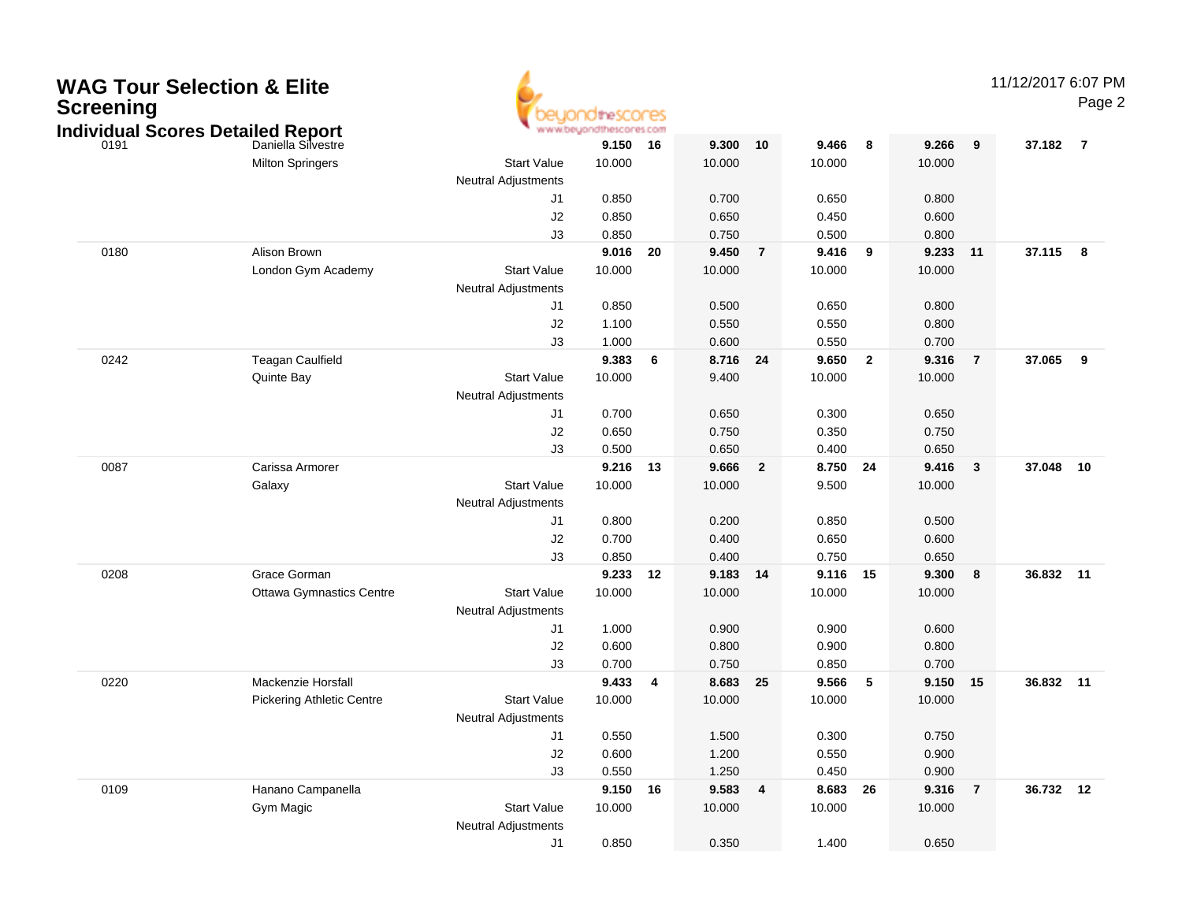# WAG Tour Selection & Elite Screening

## Individual Scores Detailed Report

| # | Name / Club | | Vault | Rank | Bars | Rank | Beam | Rank | Floor | Rank | AA | Rank |
|---|---|---|---|---|---|---|---|---|---|---|---|---|
| 0191 | Daniella Silvestre | | 9.150 | 16 | 9.300 | 10 | 9.466 | 8 | 9.266 | 9 | 37.182 | 7 |
| | Milton Springers | Start Value | 10.000 | | 10.000 | | 10.000 | | 10.000 | | | |
| | | Neutral Adjustments | | | | | | | | | | |
| | | J1 | 0.850 | | 0.700 | | 0.650 | | 0.800 | | | |
| | | J2 | 0.850 | | 0.650 | | 0.450 | | 0.600 | | | |
| | | J3 | 0.850 | | 0.750 | | 0.500 | | 0.800 | | | |
| 0180 | Alison Brown | | 9.016 | 20 | 9.450 | 7 | 9.416 | 9 | 9.233 | 11 | 37.115 | 8 |
| | London Gym Academy | Start Value | 10.000 | | 10.000 | | 10.000 | | 10.000 | | | |
| | | Neutral Adjustments | | | | | | | | | | |
| | | J1 | 0.850 | | 0.500 | | 0.650 | | 0.800 | | | |
| | | J2 | 1.100 | | 0.550 | | 0.550 | | 0.800 | | | |
| | | J3 | 1.000 | | 0.600 | | 0.550 | | 0.700 | | | |
| 0242 | Teagan Caulfield | | 9.383 | 6 | 8.716 | 24 | 9.650 | 2 | 9.316 | 7 | 37.065 | 9 |
| | Quinte Bay | Start Value | 10.000 | | 9.400 | | 10.000 | | 10.000 | | | |
| | | Neutral Adjustments | | | | | | | | | | |
| | | J1 | 0.700 | | 0.650 | | 0.300 | | 0.650 | | | |
| | | J2 | 0.650 | | 0.750 | | 0.350 | | 0.750 | | | |
| | | J3 | 0.500 | | 0.650 | | 0.400 | | 0.650 | | | |
| 0087 | Carissa Armorer | | 9.216 | 13 | 9.666 | 2 | 8.750 | 24 | 9.416 | 3 | 37.048 | 10 |
| | Galaxy | Start Value | 10.000 | | 10.000 | | 9.500 | | 10.000 | | | |
| | | Neutral Adjustments | | | | | | | | | | |
| | | J1 | 0.800 | | 0.200 | | 0.850 | | 0.500 | | | |
| | | J2 | 0.700 | | 0.400 | | 0.650 | | 0.600 | | | |
| | | J3 | 0.850 | | 0.400 | | 0.750 | | 0.650 | | | |
| 0208 | Grace Gorman | | 9.233 | 12 | 9.183 | 14 | 9.116 | 15 | 9.300 | 8 | 36.832 | 11 |
| | Ottawa Gymnastics Centre | Start Value | 10.000 | | 10.000 | | 10.000 | | 10.000 | | | |
| | | Neutral Adjustments | | | | | | | | | | |
| | | J1 | 1.000 | | 0.900 | | 0.900 | | 0.600 | | | |
| | | J2 | 0.600 | | 0.800 | | 0.900 | | 0.800 | | | |
| | | J3 | 0.700 | | 0.750 | | 0.850 | | 0.700 | | | |
| 0220 | Mackenzie Horsfall | | 9.433 | 4 | 8.683 | 25 | 9.566 | 5 | 9.150 | 15 | 36.832 | 11 |
| | Pickering Athletic Centre | Start Value | 10.000 | | 10.000 | | 10.000 | | 10.000 | | | |
| | | Neutral Adjustments | | | | | | | | | | |
| | | J1 | 0.550 | | 1.500 | | 0.300 | | 0.750 | | | |
| | | J2 | 0.600 | | 1.200 | | 0.550 | | 0.900 | | | |
| | | J3 | 0.550 | | 1.250 | | 0.450 | | 0.900 | | | |
| 0109 | Hanano Campanella | | 9.150 | 16 | 9.583 | 4 | 8.683 | 26 | 9.316 | 7 | 36.732 | 12 |
| | Gym Magic | Start Value | 10.000 | | 10.000 | | 10.000 | | 10.000 | | | |
| | | Neutral Adjustments | | | | | | | | | | |
| | | J1 | 0.850 | | 0.350 | | 1.400 | | 0.650 | | | |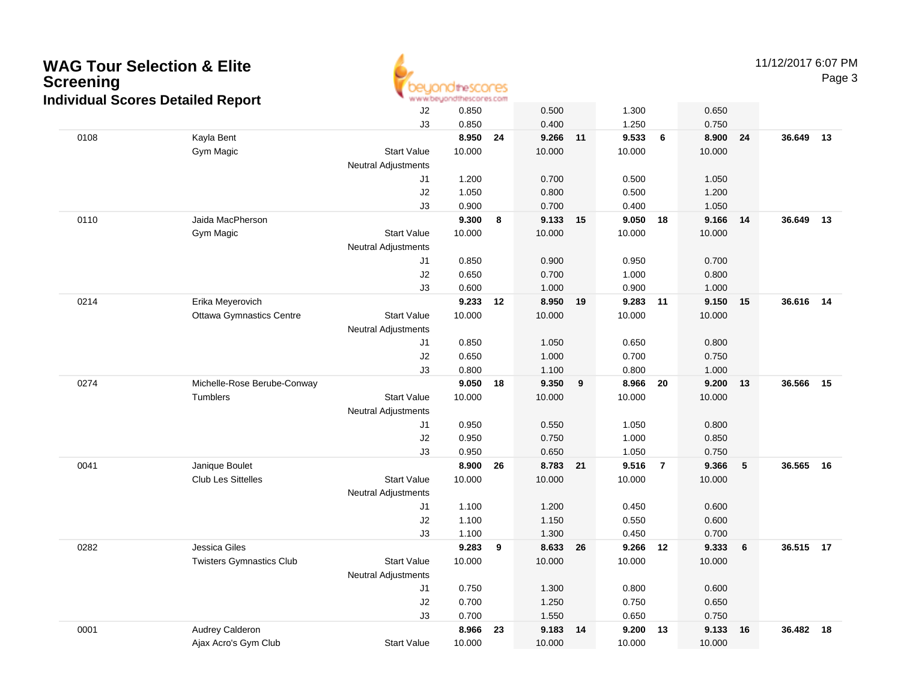# WAG Tour Selection & Elite Screening

## Individual Scores Detailed Report

| | | | | | | | | | | | | | |
|---|---|---|---|---|---|---|---|---|---|---|---|---|---|
| | | | J2 | 0.850 | | 0.500 | | 1.300 | | 0.650 | | | |
| | | | J3 | 0.850 | | 0.400 | | 1.250 | | 0.750 | | | |
| 0108 | Kayla Bent | | | **8.950** | **24** | **9.266** | **11** | **9.533** | **6** | **8.900** | **24** | **36.649** | **13** |
| | Gym Magic | Start Value | | 10.000 | | 10.000 | | 10.000 | | 10.000 | | | |
| | | Neutral Adjustments | | | | | | | | | | | |
| | | | J1 | 1.200 | | 0.700 | | 0.500 | | 1.050 | | | |
| | | | J2 | 1.050 | | 0.800 | | 0.500 | | 1.200 | | | |
| | | | J3 | 0.900 | | 0.700 | | 0.400 | | 1.050 | | | |
| 0110 | Jaida MacPherson | | | **9.300** | **8** | **9.133** | **15** | **9.050** | **18** | **9.166** | **14** | **36.649** | **13** |
| | Gym Magic | Start Value | | 10.000 | | 10.000 | | 10.000 | | 10.000 | | | |
| | | Neutral Adjustments | | | | | | | | | | | |
| | | | J1 | 0.850 | | 0.900 | | 0.950 | | 0.700 | | | |
| | | | J2 | 0.650 | | 0.700 | | 1.000 | | 0.800 | | | |
| | | | J3 | 0.600 | | 1.000 | | 0.900 | | 1.000 | | | |
| 0214 | Erika Meyerovich | | | **9.233** | **12** | **8.950** | **19** | **9.283** | **11** | **9.150** | **15** | **36.616** | **14** |
| | Ottawa Gymnastics Centre | Start Value | | 10.000 | | 10.000 | | 10.000 | | 10.000 | | | |
| | | Neutral Adjustments | | | | | | | | | | | |
| | | | J1 | 0.850 | | 1.050 | | 0.650 | | 0.800 | | | |
| | | | J2 | 0.650 | | 1.000 | | 0.700 | | 0.750 | | | |
| | | | J3 | 0.800 | | 1.100 | | 0.800 | | 1.000 | | | |
| 0274 | Michelle-Rose Berube-Conway | | | **9.050** | **18** | **9.350** | **9** | **8.966** | **20** | **9.200** | **13** | **36.566** | **15** |
| | Tumblers | Start Value | | 10.000 | | 10.000 | | 10.000 | | 10.000 | | | |
| | | Neutral Adjustments | | | | | | | | | | | |
| | | | J1 | 0.950 | | 0.550 | | 1.050 | | 0.800 | | | |
| | | | J2 | 0.950 | | 0.750 | | 1.000 | | 0.850 | | | |
| | | | J3 | 0.950 | | 0.650 | | 1.050 | | 0.750 | | | |
| 0041 | Janique Boulet | | | **8.900** | **26** | **8.783** | **21** | **9.516** | **7** | **9.366** | **5** | **36.565** | **16** |
| | Club Les Sittelles | Start Value | | 10.000 | | 10.000 | | 10.000 | | 10.000 | | | |
| | | Neutral Adjustments | | | | | | | | | | | |
| | | | J1 | 1.100 | | 1.200 | | 0.450 | | 0.600 | | | |
| | | | J2 | 1.100 | | 1.150 | | 0.550 | | 0.600 | | | |
| | | | J3 | 1.100 | | 1.300 | | 0.450 | | 0.700 | | | |
| 0282 | Jessica Giles | | | **9.283** | **9** | **8.633** | **26** | **9.266** | **12** | **9.333** | **6** | **36.515** | **17** |
| | Twisters Gymnastics Club | Start Value | | 10.000 | | 10.000 | | 10.000 | | 10.000 | | | |
| | | Neutral Adjustments | | | | | | | | | | | |
| | | | J1 | 0.750 | | 1.300 | | 0.800 | | 0.600 | | | |
| | | | J2 | 0.700 | | 1.250 | | 0.750 | | 0.650 | | | |
| | | | J3 | 0.700 | | 1.550 | | 0.650 | | 0.750 | | | |
| 0001 | Audrey Calderon | | | **8.966** | **23** | **9.183** | **14** | **9.200** | **13** | **9.133** | **16** | **36.482** | **18** |
| | Ajax Acro's Gym Club | Start Value | | 10.000 | | 10.000 | | 10.000 | | 10.000 | | | |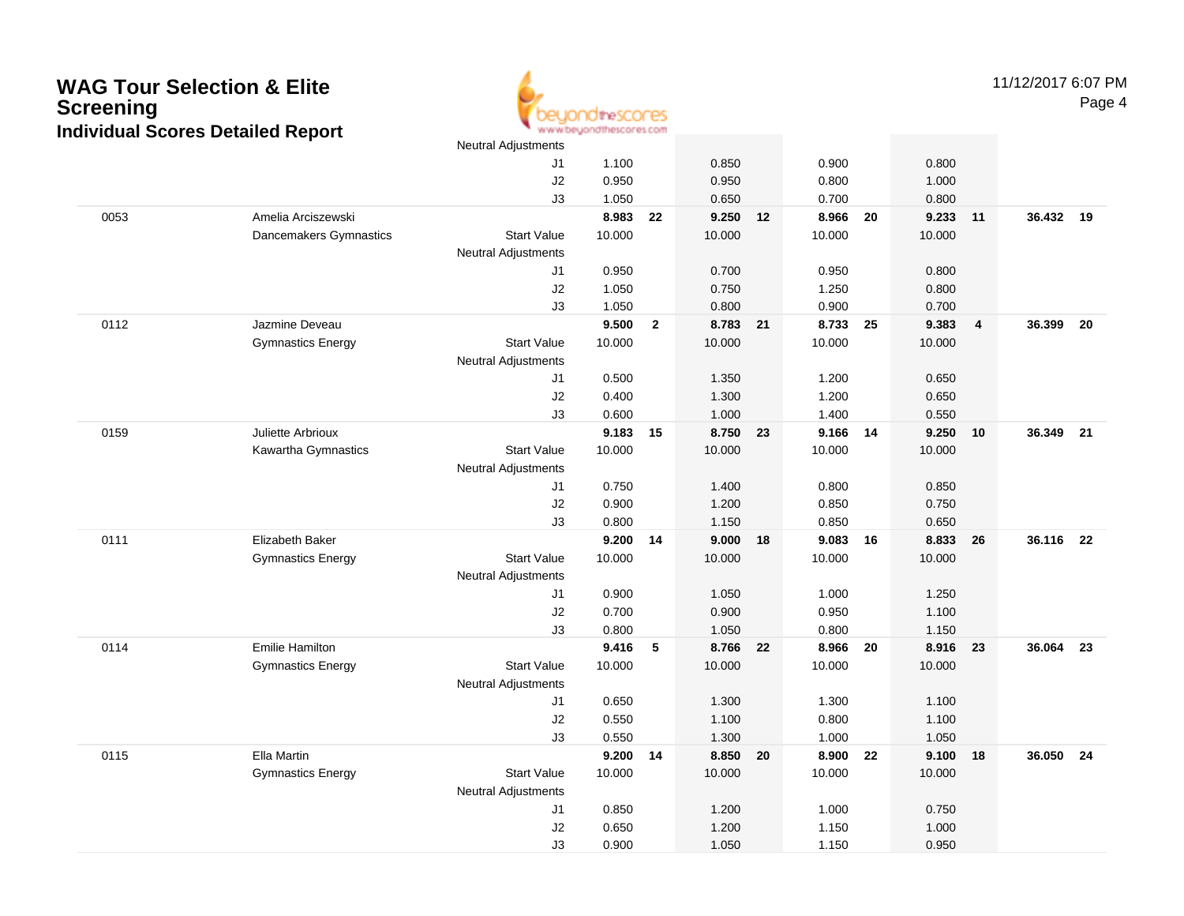# WAG Tour Selection & Elite Screening

## Individual Scores Detailed Report

11/12/2017 6:07 PM

| # | Name / Club | | Vault | Rank | Bars | Rank | Beam | Rank | Floor | Rank | AA | Rank |
|---|---|---|---|---|---|---|---|---|---|---|---|---|
| | | Neutral Adjustments | | | | | | | | | | |
| | | J1 | 1.100 | | 0.850 | | 0.900 | | 0.800 | | | |
| | | J2 | 0.950 | | 0.950 | | 0.800 | | 1.000 | | | |
| | | J3 | 1.050 | | 0.650 | | 0.700 | | 0.800 | | | |
| 0053 | Amelia Arciszewski | | **8.983** | **22** | **9.250** | **12** | **8.966** | **20** | **9.233** | **11** | **36.432** | **19** |
| | Dancemakers Gymnastics | Start Value | 10.000 | | 10.000 | | 10.000 | | 10.000 | | | |
| | | Neutral Adjustments | | | | | | | | | | |
| | | J1 | 0.950 | | 0.700 | | 0.950 | | 0.800 | | | |
| | | J2 | 1.050 | | 0.750 | | 1.250 | | 0.800 | | | |
| | | J3 | 1.050 | | 0.800 | | 0.900 | | 0.700 | | | |
| 0112 | Jazmine Deveau | | **9.500** | **2** | **8.783** | **21** | **8.733** | **25** | **9.383** | **4** | **36.399** | **20** |
| | Gymnastics Energy | Start Value | 10.000 | | 10.000 | | 10.000 | | 10.000 | | | |
| | | Neutral Adjustments | | | | | | | | | | |
| | | J1 | 0.500 | | 1.350 | | 1.200 | | 0.650 | | | |
| | | J2 | 0.400 | | 1.300 | | 1.200 | | 0.650 | | | |
| | | J3 | 0.600 | | 1.000 | | 1.400 | | 0.550 | | | |
| 0159 | Juliette Arbrioux | | **9.183** | **15** | **8.750** | **23** | **9.166** | **14** | **9.250** | **10** | **36.349** | **21** |
| | Kawartha Gymnastics | Start Value | 10.000 | | 10.000 | | 10.000 | | 10.000 | | | |
| | | Neutral Adjustments | | | | | | | | | | |
| | | J1 | 0.750 | | 1.400 | | 0.800 | | 0.850 | | | |
| | | J2 | 0.900 | | 1.200 | | 0.850 | | 0.750 | | | |
| | | J3 | 0.800 | | 1.150 | | 0.850 | | 0.650 | | | |
| 0111 | Elizabeth Baker | | **9.200** | **14** | **9.000** | **18** | **9.083** | **16** | **8.833** | **26** | **36.116** | **22** |
| | Gymnastics Energy | Start Value | 10.000 | | 10.000 | | 10.000 | | 10.000 | | | |
| | | Neutral Adjustments | | | | | | | | | | |
| | | J1 | 0.900 | | 1.050 | | 1.000 | | 1.250 | | | |
| | | J2 | 0.700 | | 0.900 | | 0.950 | | 1.100 | | | |
| | | J3 | 0.800 | | 1.050 | | 0.800 | | 1.150 | | | |
| 0114 | Emilie Hamilton | | **9.416** | **5** | **8.766** | **22** | **8.966** | **20** | **8.916** | **23** | **36.064** | **23** |
| | Gymnastics Energy | Start Value | 10.000 | | 10.000 | | 10.000 | | 10.000 | | | |
| | | Neutral Adjustments | | | | | | | | | | |
| | | J1 | 0.650 | | 1.300 | | 1.300 | | 1.100 | | | |
| | | J2 | 0.550 | | 1.100 | | 0.800 | | 1.100 | | | |
| | | J3 | 0.550 | | 1.300 | | 1.000 | | 1.050 | | | |
| 0115 | Ella Martin | | **9.200** | **14** | **8.850** | **20** | **8.900** | **22** | **9.100** | **18** | **36.050** | **24** |
| | Gymnastics Energy | Start Value | 10.000 | | 10.000 | | 10.000 | | 10.000 | | | |
| | | Neutral Adjustments | | | | | | | | | | |
| | | J1 | 0.850 | | 1.200 | | 1.000 | | 0.750 | | | |
| | | J2 | 0.650 | | 1.200 | | 1.150 | | 1.000 | | | |
| | | J3 | 0.900 | | 1.050 | | 1.150 | | 0.950 | | | |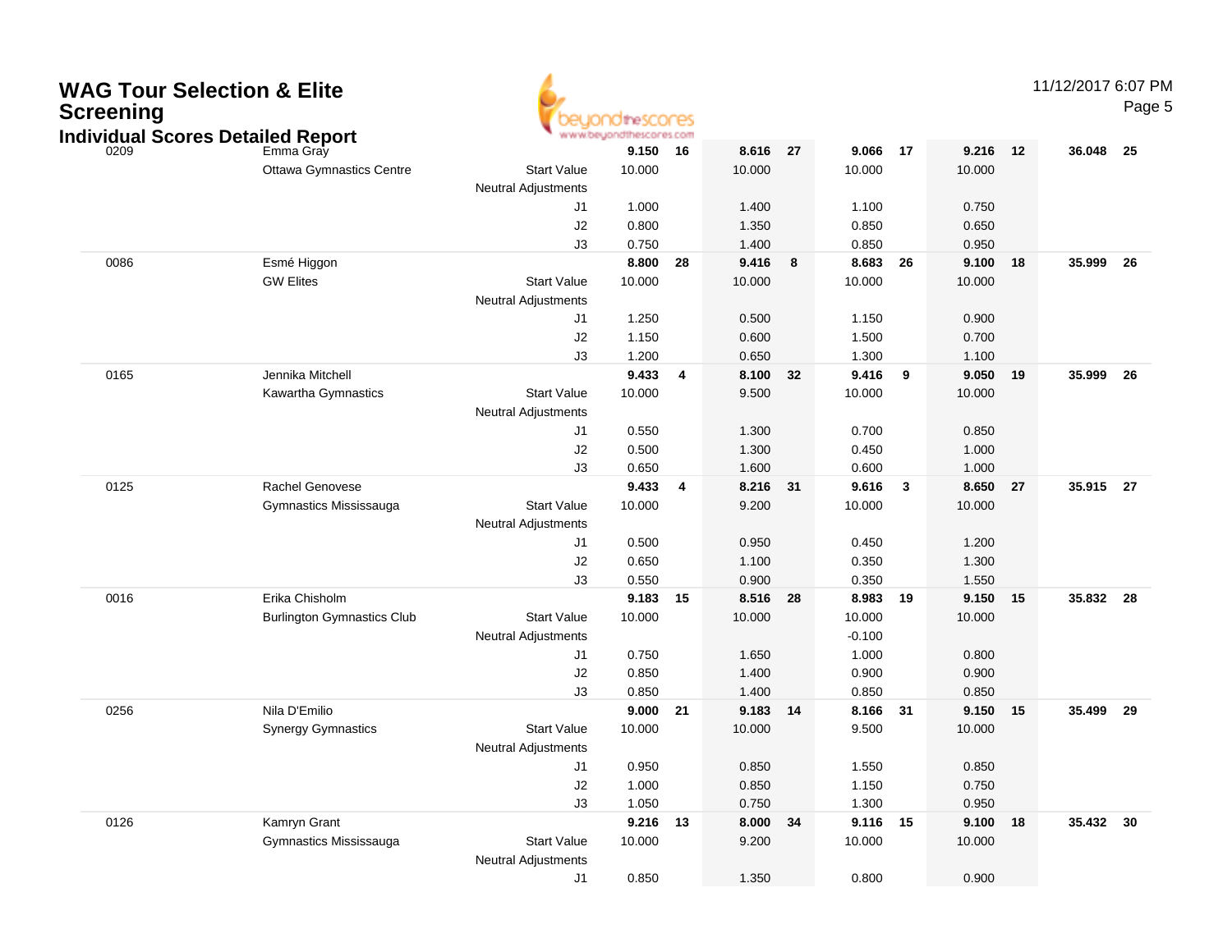# WAG Tour Selection & Elite Screening

## Individual Scores Detailed Report

11/12/2017 6:07 PM

| # | Name / Club | | Vault | Rank | Bars | Rank | Beam | Rank | Floor | Rank | AA | Rank |
|---|---|---|---|---|---|---|---|---|---|---|---|---|
| 0209 | Emma Gray | | **9.150** | **16** | **8.616** | **27** | **9.066** | **17** | **9.216** | **12** | **36.048** | **25** |
| | Ottawa Gymnastics Centre | Start Value | 10.000 | | 10.000 | | 10.000 | | 10.000 | | | |
| | | Neutral Adjustments | | | | | | | | | | |
| | | J1 | 1.000 | | 1.400 | | 1.100 | | 0.750 | | | |
| | | J2 | 0.800 | | 1.350 | | 0.850 | | 0.650 | | | |
| | | J3 | 0.750 | | 1.400 | | 0.850 | | 0.950 | | | |
| 0086 | Esmé Higgon | | **8.800** | **28** | **9.416** | **8** | **8.683** | **26** | **9.100** | **18** | **35.999** | **26** |
| | GW Elites | Start Value | 10.000 | | 10.000 | | 10.000 | | 10.000 | | | |
| | | Neutral Adjustments | | | | | | | | | | |
| | | J1 | 1.250 | | 0.500 | | 1.150 | | 0.900 | | | |
| | | J2 | 1.150 | | 0.600 | | 1.500 | | 0.700 | | | |
| | | J3 | 1.200 | | 0.650 | | 1.300 | | 1.100 | | | |
| 0165 | Jennika Mitchell | | **9.433** | **4** | **8.100** | **32** | **9.416** | **9** | **9.050** | **19** | **35.999** | **26** |
| | Kawartha Gymnastics | Start Value | 10.000 | | 9.500 | | 10.000 | | 10.000 | | | |
| | | Neutral Adjustments | | | | | | | | | | |
| | | J1 | 0.550 | | 1.300 | | 0.700 | | 0.850 | | | |
| | | J2 | 0.500 | | 1.300 | | 0.450 | | 1.000 | | | |
| | | J3 | 0.650 | | 1.600 | | 0.600 | | 1.000 | | | |
| 0125 | Rachel Genovese | | **9.433** | **4** | **8.216** | **31** | **9.616** | **3** | **8.650** | **27** | **35.915** | **27** |
| | Gymnastics Mississauga | Start Value | 10.000 | | 9.200 | | 10.000 | | 10.000 | | | |
| | | Neutral Adjustments | | | | | | | | | | |
| | | J1 | 0.500 | | 0.950 | | 0.450 | | 1.200 | | | |
| | | J2 | 0.650 | | 1.100 | | 0.350 | | 1.300 | | | |
| | | J3 | 0.550 | | 0.900 | | 0.350 | | 1.550 | | | |
| 0016 | Erika Chisholm | | **9.183** | **15** | **8.516** | **28** | **8.983** | **19** | **9.150** | **15** | **35.832** | **28** |
| | Burlington Gymnastics Club | Start Value | 10.000 | | 10.000 | | 10.000 | | 10.000 | | | |
| | | Neutral Adjustments | | | | | -0.100 | | | | | |
| | | J1 | 0.750 | | 1.650 | | 1.000 | | 0.800 | | | |
| | | J2 | 0.850 | | 1.400 | | 0.900 | | 0.900 | | | |
| | | J3 | 0.850 | | 1.400 | | 0.850 | | 0.850 | | | |
| 0256 | Nila D'Emilio | | **9.000** | **21** | **9.183** | **14** | **8.166** | **31** | **9.150** | **15** | **35.499** | **29** |
| | Synergy Gymnastics | Start Value | 10.000 | | 10.000 | | 9.500 | | 10.000 | | | |
| | | Neutral Adjustments | | | | | | | | | | |
| | | J1 | 0.950 | | 0.850 | | 1.550 | | 0.850 | | | |
| | | J2 | 1.000 | | 0.850 | | 1.150 | | 0.750 | | | |
| | | J3 | 1.050 | | 0.750 | | 1.300 | | 0.950 | | | |
| 0126 | Kamryn Grant | | **9.216** | **13** | **8.000** | **34** | **9.116** | **15** | **9.100** | **18** | **35.432** | **30** |
| | Gymnastics Mississauga | Start Value | 10.000 | | 9.200 | | 10.000 | | 10.000 | | | |
| | | Neutral Adjustments | | | | | | | | | | |
| | | J1 | 0.850 | | 1.350 | | 0.800 | | 0.900 | | | |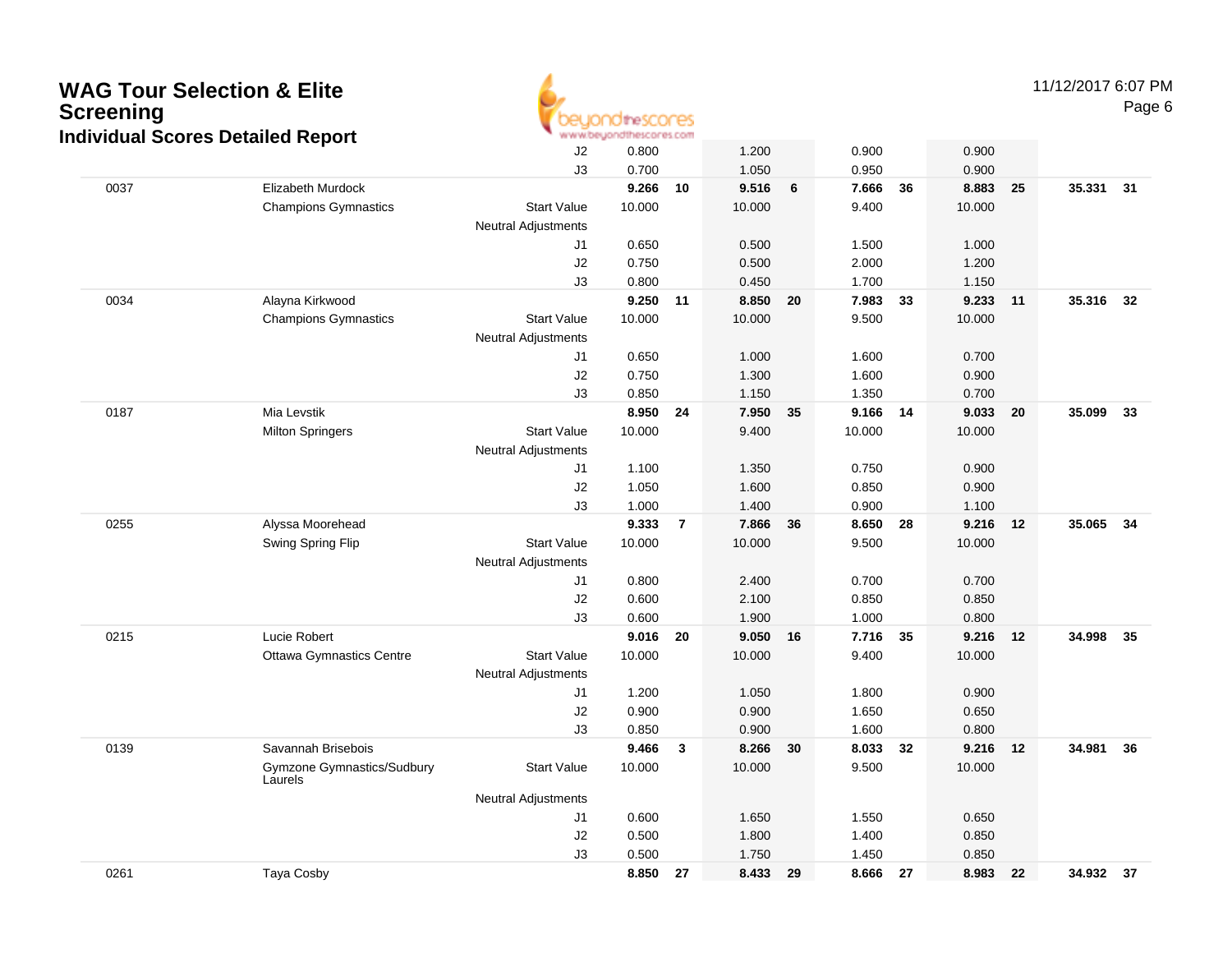# WAG Tour Selection & Elite Screening

## Individual Scores Detailed Report

11/12/2017 6:07 PM

| # | Name | Club | | Vault | Rk | Bars | Rk | Beam | Rk | Floor | Rk | AA | Rk |
|---|---|---|---|---|---|---|---|---|---|---|---|---|---|
| | | | J2 | 0.800 | | 1.200 | | 0.900 | | 0.900 | | | |
| | | | J3 | 0.700 | | 1.050 | | 0.950 | | 0.900 | | | |
| 0037 | Elizabeth Murdock | | | **9.266** | **10** | **9.516** | **6** | **7.666** | **36** | **8.883** | **25** | **35.331** | **31** |
| | Champions Gymnastics | | Start Value | 10.000 | | 10.000 | | 9.400 | | 10.000 | | | |
| | | | Neutral Adjustments | | | | | | | | | | |
| | | | J1 | 0.650 | | 0.500 | | 1.500 | | 1.000 | | | |
| | | | J2 | 0.750 | | 0.500 | | 2.000 | | 1.200 | | | |
| | | | J3 | 0.800 | | 0.450 | | 1.700 | | 1.150 | | | |
| 0034 | Alayna Kirkwood | | | **9.250** | **11** | **8.850** | **20** | **7.983** | **33** | **9.233** | **11** | **35.316** | **32** |
| | Champions Gymnastics | | Start Value | 10.000 | | 10.000 | | 9.500 | | 10.000 | | | |
| | | | Neutral Adjustments | | | | | | | | | | |
| | | | J1 | 0.650 | | 1.000 | | 1.600 | | 0.700 | | | |
| | | | J2 | 0.750 | | 1.300 | | 1.600 | | 0.900 | | | |
| | | | J3 | 0.850 | | 1.150 | | 1.350 | | 0.700 | | | |
| 0187 | Mia Levstik | | | **8.950** | **24** | **7.950** | **35** | **9.166** | **14** | **9.033** | **20** | **35.099** | **33** |
| | Milton Springers | | Start Value | 10.000 | | 9.400 | | 10.000 | | 10.000 | | | |
| | | | Neutral Adjustments | | | | | | | | | | |
| | | | J1 | 1.100 | | 1.350 | | 0.750 | | 0.900 | | | |
| | | | J2 | 1.050 | | 1.600 | | 0.850 | | 0.900 | | | |
| | | | J3 | 1.000 | | 1.400 | | 0.900 | | 1.100 | | | |
| 0255 | Alyssa Moorehead | | | **9.333** | **7** | **7.866** | **36** | **8.650** | **28** | **9.216** | **12** | **35.065** | **34** |
| | Swing Spring Flip | | Start Value | 10.000 | | 10.000 | | 9.500 | | 10.000 | | | |
| | | | Neutral Adjustments | | | | | | | | | | |
| | | | J1 | 0.800 | | 2.400 | | 0.700 | | 0.700 | | | |
| | | | J2 | 0.600 | | 2.100 | | 0.850 | | 0.850 | | | |
| | | | J3 | 0.600 | | 1.900 | | 1.000 | | 0.800 | | | |
| 0215 | Lucie Robert | | | **9.016** | **20** | **9.050** | **16** | **7.716** | **35** | **9.216** | **12** | **34.998** | **35** |
| | Ottawa Gymnastics Centre | | Start Value | 10.000 | | 10.000 | | 9.400 | | 10.000 | | | |
| | | | Neutral Adjustments | | | | | | | | | | |
| | | | J1 | 1.200 | | 1.050 | | 1.800 | | 0.900 | | | |
| | | | J2 | 0.900 | | 0.900 | | 1.650 | | 0.650 | | | |
| | | | J3 | 0.850 | | 0.900 | | 1.600 | | 0.800 | | | |
| 0139 | Savannah Brisebois | | | **9.466** | **3** | **8.266** | **30** | **8.033** | **32** | **9.216** | **12** | **34.981** | **36** |
| | Gymzone Gymnastics/Sudbury Laurels | | Start Value | 10.000 | | 10.000 | | 9.500 | | 10.000 | | | |
| | | | Neutral Adjustments | | | | | | | | | | |
| | | | J1 | 0.600 | | 1.650 | | 1.550 | | 0.650 | | | |
| | | | J2 | 0.500 | | 1.800 | | 1.400 | | 0.850 | | | |
| | | | J3 | 0.500 | | 1.750 | | 1.450 | | 0.850 | | | |
| 0261 | Taya Cosby | | | **8.850** | **27** | **8.433** | **29** | **8.666** | **27** | **8.983** | **22** | **34.932** | **37** |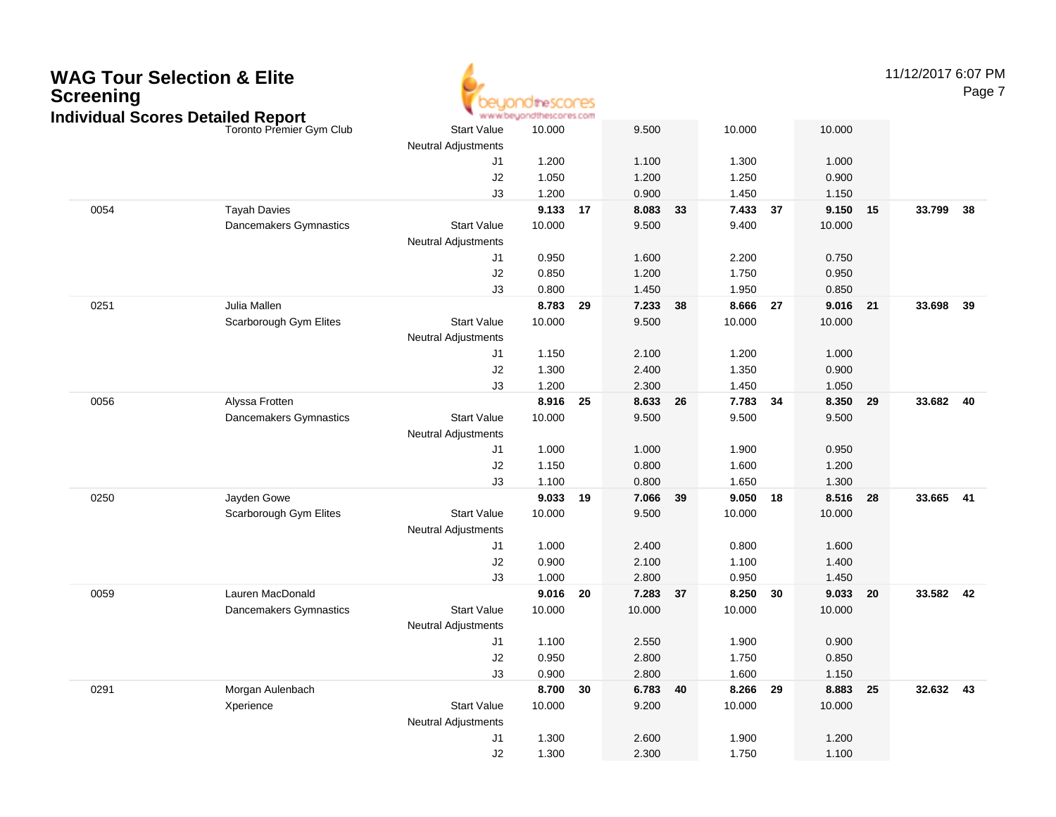# WAG Tour Selection & Elite Screening

## Individual Scores Detailed Report

| | | | | | | | | | | | | |
|---|---|---|---|---|---|---|---|---|---|---|---|---|
| | Toronto Premier Gym Club | Start Value | 10.000 | | 9.500 | | 10.000 | | 10.000 | | | |
| | | Neutral Adjustments | | | | | | | | | | |
| | | J1 | 1.200 | | 1.100 | | 1.300 | | 1.000 | | | |
| | | J2 | 1.050 | | 1.200 | | 1.250 | | 0.900 | | | |
| | | J3 | 1.200 | | 0.900 | | 1.450 | | 1.150 | | | |
| 0054 | Tayah Davies | | **9.133** | **17** | **8.083** | **33** | **7.433** | **37** | **9.150** | **15** | **33.799** | **38** |
| | Dancemakers Gymnastics | Start Value | 10.000 | | 9.500 | | 9.400 | | 10.000 | | | |
| | | Neutral Adjustments | | | | | | | | | | |
| | | J1 | 0.950 | | 1.600 | | 2.200 | | 0.750 | | | |
| | | J2 | 0.850 | | 1.200 | | 1.750 | | 0.950 | | | |
| | | J3 | 0.800 | | 1.450 | | 1.950 | | 0.850 | | | |
| 0251 | Julia Mallen | | **8.783** | **29** | **7.233** | **38** | **8.666** | **27** | **9.016** | **21** | **33.698** | **39** |
| | Scarborough Gym Elites | Start Value | 10.000 | | 9.500 | | 10.000 | | 10.000 | | | |
| | | Neutral Adjustments | | | | | | | | | | |
| | | J1 | 1.150 | | 2.100 | | 1.200 | | 1.000 | | | |
| | | J2 | 1.300 | | 2.400 | | 1.350 | | 0.900 | | | |
| | | J3 | 1.200 | | 2.300 | | 1.450 | | 1.050 | | | |
| 0056 | Alyssa Frotten | | **8.916** | **25** | **8.633** | **26** | **7.783** | **34** | **8.350** | **29** | **33.682** | **40** |
| | Dancemakers Gymnastics | Start Value | 10.000 | | 9.500 | | 9.500 | | 9.500 | | | |
| | | Neutral Adjustments | | | | | | | | | | |
| | | J1 | 1.000 | | 1.000 | | 1.900 | | 0.950 | | | |
| | | J2 | 1.150 | | 0.800 | | 1.600 | | 1.200 | | | |
| | | J3 | 1.100 | | 0.800 | | 1.650 | | 1.300 | | | |
| 0250 | Jayden Gowe | | **9.033** | **19** | **7.066** | **39** | **9.050** | **18** | **8.516** | **28** | **33.665** | **41** |
| | Scarborough Gym Elites | Start Value | 10.000 | | 9.500 | | 10.000 | | 10.000 | | | |
| | | Neutral Adjustments | | | | | | | | | | |
| | | J1 | 1.000 | | 2.400 | | 0.800 | | 1.600 | | | |
| | | J2 | 0.900 | | 2.100 | | 1.100 | | 1.400 | | | |
| | | J3 | 1.000 | | 2.800 | | 0.950 | | 1.450 | | | |
| 0059 | Lauren MacDonald | | **9.016** | **20** | **7.283** | **37** | **8.250** | **30** | **9.033** | **20** | **33.582** | **42** |
| | Dancemakers Gymnastics | Start Value | 10.000 | | 10.000 | | 10.000 | | 10.000 | | | |
| | | Neutral Adjustments | | | | | | | | | | |
| | | J1 | 1.100 | | 2.550 | | 1.900 | | 0.900 | | | |
| | | J2 | 0.950 | | 2.800 | | 1.750 | | 0.850 | | | |
| | | J3 | 0.900 | | 2.800 | | 1.600 | | 1.150 | | | |
| 0291 | Morgan Aulenbach | | **8.700** | **30** | **6.783** | **40** | **8.266** | **29** | **8.883** | **25** | **32.632** | **43** |
| | Xperience | Start Value | 10.000 | | 9.200 | | 10.000 | | 10.000 | | | |
| | | Neutral Adjustments | | | | | | | | | | |
| | | J1 | 1.300 | | 2.600 | | 1.900 | | 1.200 | | | |
| | | J2 | 1.300 | | 2.300 | | 1.750 | | 1.100 | | | |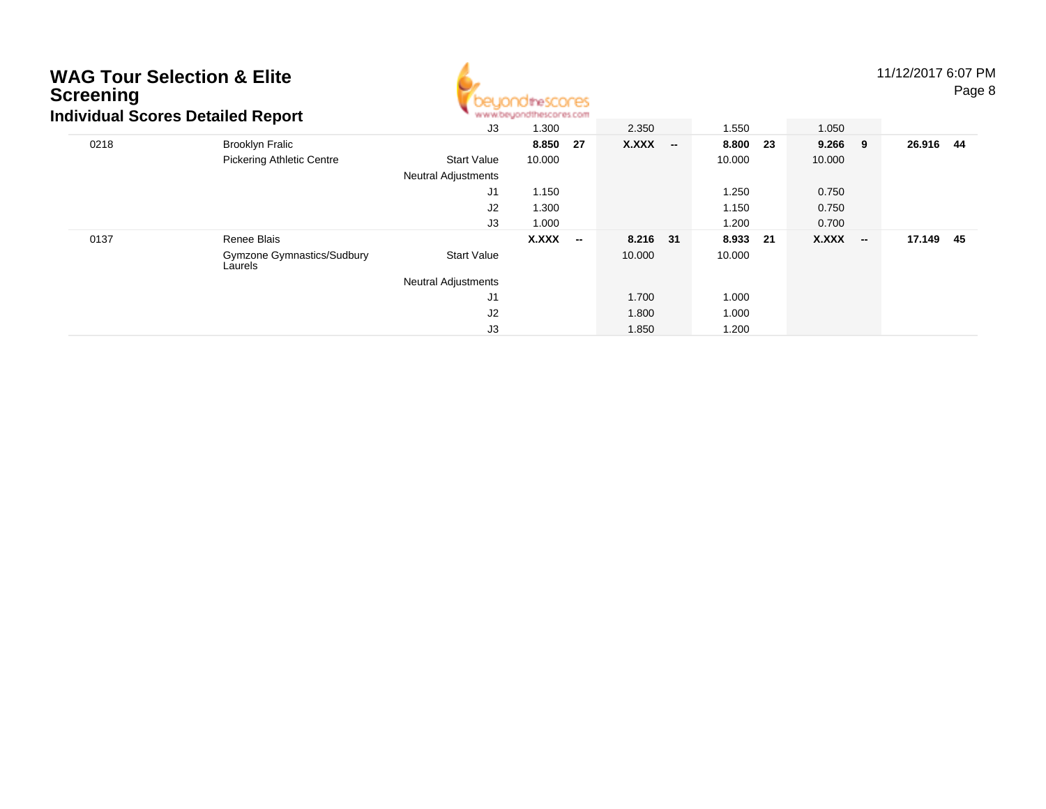# WAG Tour Selection & Elite Screening

## Individual Scores Detailed Report

| | | | | | | | | | | | | |
|---|---|---|---|---|---|---|---|---|---|---|---|---|
| | | J3 | 1.300 | | 2.350 | | 1.550 | | 1.050 | | | |
| 0218 | Brooklyn Fralic | | **8.850** | **27** | **X.XXX** | **--** | **8.800** | **23** | **9.266** | **9** | **26.916** | **44** |
| | Pickering Athletic Centre | Start Value | 10.000 | | | | 10.000 | | 10.000 | | | |
| | | Neutral Adjustments | | | | | | | | | | |
| | | J1 | 1.150 | | | | 1.250 | | 0.750 | | | |
| | | J2 | 1.300 | | | | 1.150 | | 0.750 | | | |
| | | J3 | 1.000 | | | | 1.200 | | 0.700 | | | |
| 0137 | Renee Blais | | **X.XXX** | **--** | **8.216** | **31** | **8.933** | **21** | **X.XXX** | **--** | **17.149** | **45** |
| | Gymzone Gymnastics/Sudbury Laurels | Start Value | | | 10.000 | | 10.000 | | | | | |
| | | Neutral Adjustments | | | | | | | | | | |
| | | J1 | | | 1.700 | | 1.000 | | | | | |
| | | J2 | | | 1.800 | | 1.000 | | | | | |
| | | J3 | | | 1.850 | | 1.200 | | | | | |